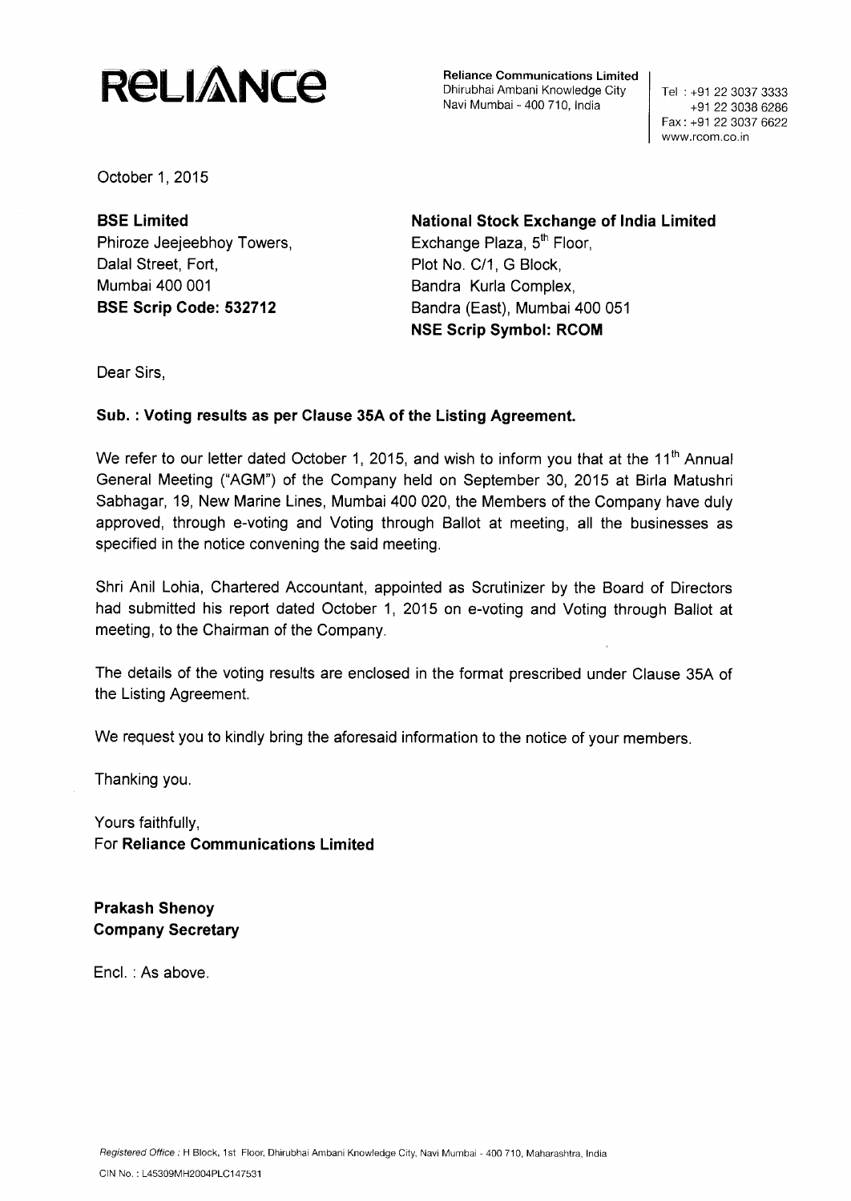**RELIANCE**

**Reliance Communications Limited**
Dhirubhai Ambani Knowledge City
Navi Mumbai - 400 710, India

Tel : +91 22 3037 3333
+91 22 3038 6286
Fax : +91 22 3037 6622
www.rcom.co.in

October 1, 2015

**BSE Limited**
Phiroze Jeejeebhoy Towers,
Dalal Street, Fort,
Mumbai 400 001
**BSE Scrip Code: 532712**

**National Stock Exchange of India Limited**
Exchange Plaza, 5th Floor,
Plot No. C/1, G Block,
Bandra Kurla Complex,
Bandra (East), Mumbai 400 051
**NSE Scrip Symbol: RCOM**

Dear Sirs,

**Sub. : Voting results as per Clause 35A of the Listing Agreement.**

We refer to our letter dated October 1, 2015, and wish to inform you that at the 11th Annual General Meeting ("AGM") of the Company held on September 30, 2015 at Birla Matushri Sabhagar, 19, New Marine Lines, Mumbai 400 020, the Members of the Company have duly approved, through e-voting and Voting through Ballot at meeting, all the businesses as specified in the notice convening the said meeting.

Shri Anil Lohia, Chartered Accountant, appointed as Scrutinizer by the Board of Directors had submitted his report dated October 1, 2015 on e-voting and Voting through Ballot at meeting, to the Chairman of the Company.

The details of the voting results are enclosed in the format prescribed under Clause 35A of the Listing Agreement.

We request you to kindly bring the aforesaid information to the notice of your members.

Thanking you.

Yours faithfully,
For **Reliance Communications Limited**

**Prakash Shenoy**
**Company Secretary**

Encl. : As above.

*Registered Office* : H Block, 1st Floor, Dhirubhai Ambani Knowledge City, Navi Mumbai - 400 710, Maharashtra, India
CIN No. : L45309MH2004PLC147531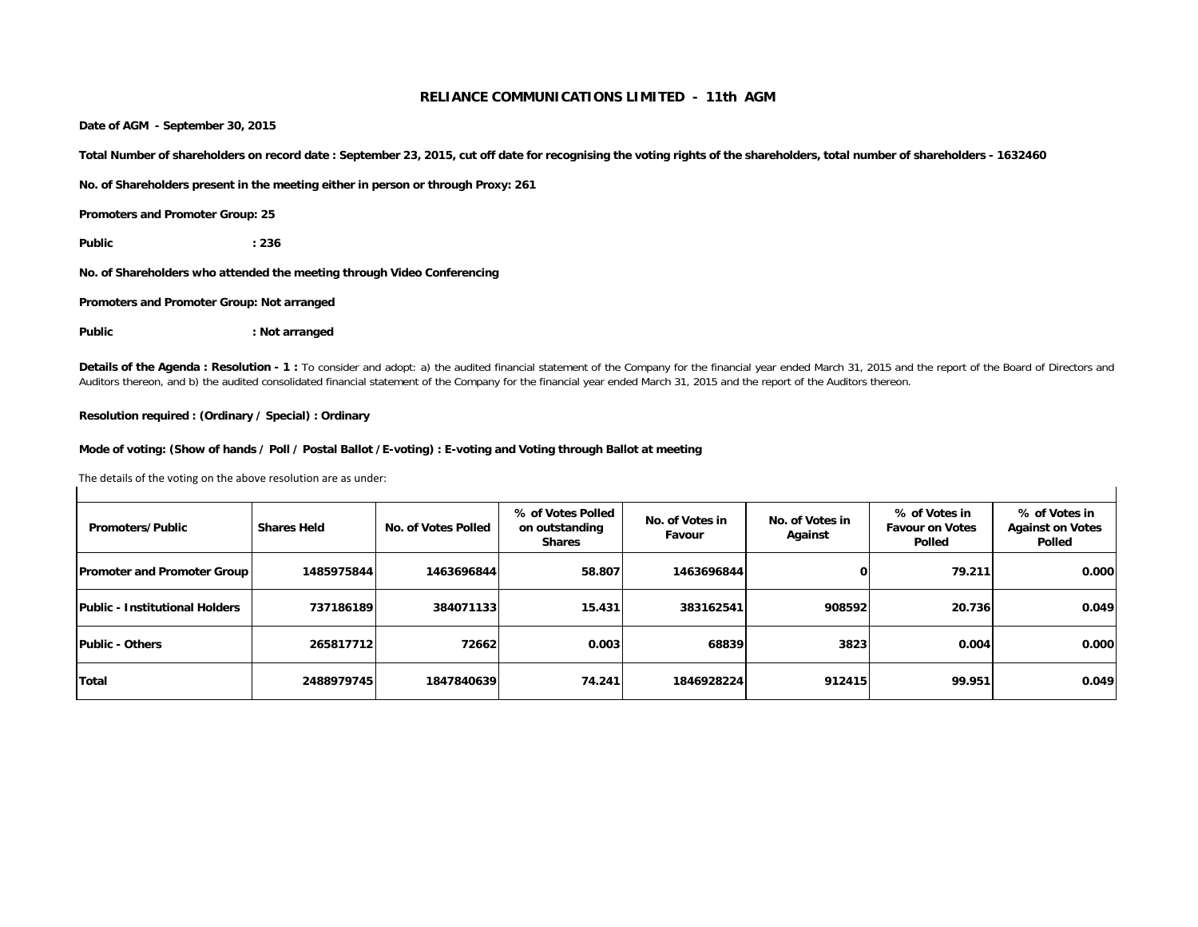# RELIANCE COMMUNICATIONS LIMITED - 11th AGM

**Date of AGM - September 30, 2015**

**Total Number of shareholders on record date : September 23, 2015, cut off date for recognising the voting rights of the shareholders, total number of shareholders - 1632460**

**No. of Shareholders present in the meeting either in person or through Proxy: 261**

**Promoters and Promoter Group: 25**

**Public : 236**

**No. of Shareholders who attended the meeting through Video Conferencing**

**Promoters and Promoter Group: Not arranged**

**Public : Not arranged**

**Details of the Agenda : Resolution - 1 :** To consider and adopt: a) the audited financial statement of the Company for the financial year ended March 31, 2015 and the report of the Board of Directors and Auditors thereon, and b) the audited consolidated financial statement of the Company for the financial year ended March 31, 2015 and the report of the Auditors thereon.

**Resolution required : (Ordinary / Special) : Ordinary**

**Mode of voting: (Show of hands / Poll / Postal Ballot /E-voting) : E-voting and Voting through Ballot at meeting**

The details of the voting on the above resolution are as under:

| Promoters/Public | Shares Held | No. of Votes Polled | % of Votes Polled on outstanding Shares | No. of Votes in Favour | No. of Votes in Against | % of Votes in Favour on Votes Polled | % of Votes in Against on Votes Polled |
|---|---|---|---|---|---|---|---|
| Promoter and Promoter Group | 1485975844 | 1463696844 | 58.807 | 1463696844 | 0 | 79.211 | 0.000 |
| Public - Institutional Holders | 737186189 | 384071133 | 15.431 | 383162541 | 908592 | 20.736 | 0.049 |
| Public - Others | 265817712 | 72662 | 0.003 | 68839 | 3823 | 0.004 | 0.000 |
| Total | 2488979745 | 1847840639 | 74.241 | 1846928224 | 912415 | 99.951 | 0.049 |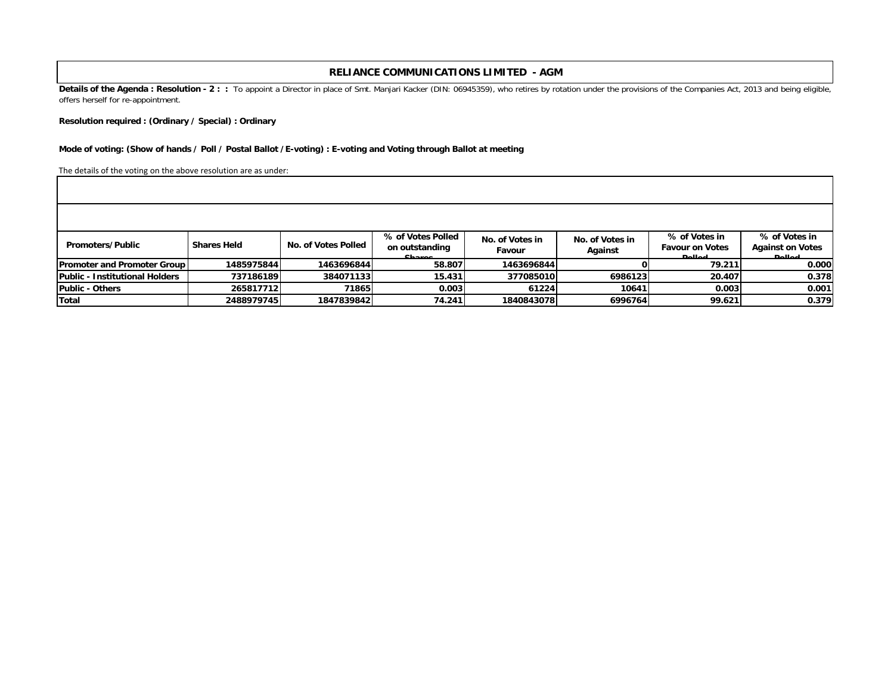## RELIANCE COMMUNICATIONS LIMITED - AGM

**Details of the Agenda : Resolution - 2 : :** To appoint a Director in place of Smt. Manjari Kacker (DIN: 06945359), who retires by rotation under the provisions of the Companies Act, 2013 and being eligible, offers herself for re-appointment.

**Resolution required : (Ordinary / Special) : Ordinary**

**Mode of voting: (Show of hands / Poll / Postal Ballot / E-voting) : E-voting and Voting through Ballot at meeting**

The details of the voting on the above resolution are as under:

| Promoters/Public | Shares Held | No. of Votes Polled | % of Votes Polled on outstanding Shares | No. of Votes in Favour | No. of Votes in Against | % of Votes in Favour on Votes Polled | % of Votes in Against on Votes Polled |
|---|---|---|---|---|---|---|---|
| **Promoter and Promoter Group** | 1485975844 | 1463696844 | 58.807 | 1463696844 | 0 | 79.211 | 0.000 |
| **Public - Institutional Holders** | 737186189 | 384071133 | 15.431 | 377085010 | 6986123 | 20.407 | 0.378 |
| **Public - Others** | 265817712 | 71865 | 0.003 | 61224 | 10641 | 0.003 | 0.001 |
| **Total** | 2488979745 | 1847839842 | 74.241 | 1840843078 | 6996764 | 99.621 | 0.379 |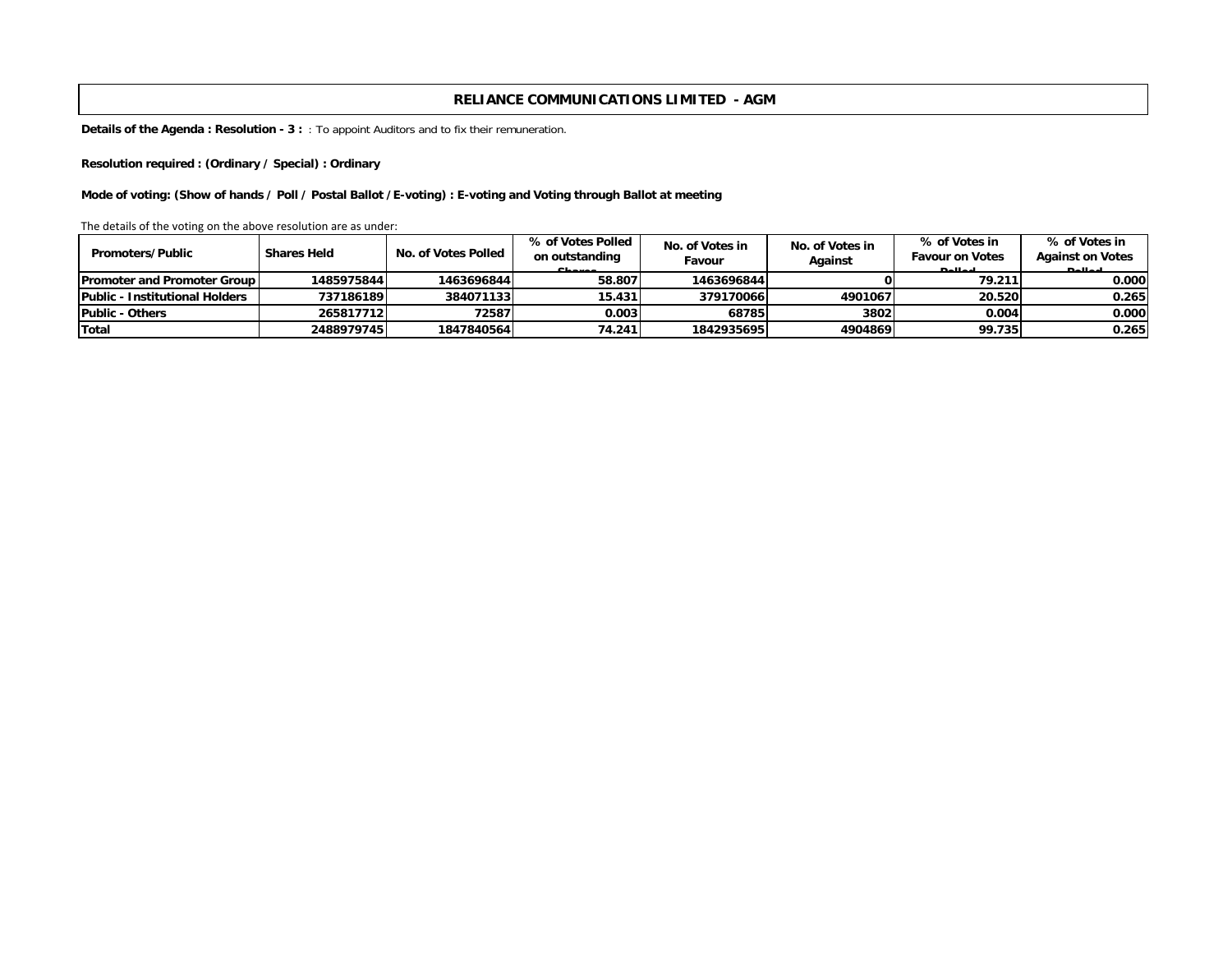# RELIANCE COMMUNICATIONS LIMITED - AGM

**Details of the Agenda : Resolution - 3 :** : To appoint Auditors and to fix their remuneration.

**Resolution required : (Ordinary / Special) : Ordinary**

**Mode of voting: (Show of hands / Poll / Postal Ballot /E-voting) : E-voting and Voting through Ballot at meeting**

The details of the voting on the above resolution are as under:

| Promoters/Public | Shares Held | No. of Votes Polled | % of Votes Polled on outstanding Shares | No. of Votes in Favour | No. of Votes in Against | % of Votes in Favour on Votes Polled | % of Votes in Against on Votes Polled |
|---|---|---|---|---|---|---|---|
| **Promoter and Promoter Group** | 1485975844 | 1463696844 | 58.807 | 1463696844 | 0 | 79.211 | 0.000 |
| **Public - Institutional Holders** | 737186189 | 384071133 | 15.431 | 379170066 | 4901067 | 20.520 | 0.265 |
| **Public - Others** | 265817712 | 72587 | 0.003 | 68785 | 3802 | 0.004 | 0.000 |
| **Total** | 2488979745 | 1847840564 | 74.241 | 1842935695 | 4904869 | 99.735 | 0.265 |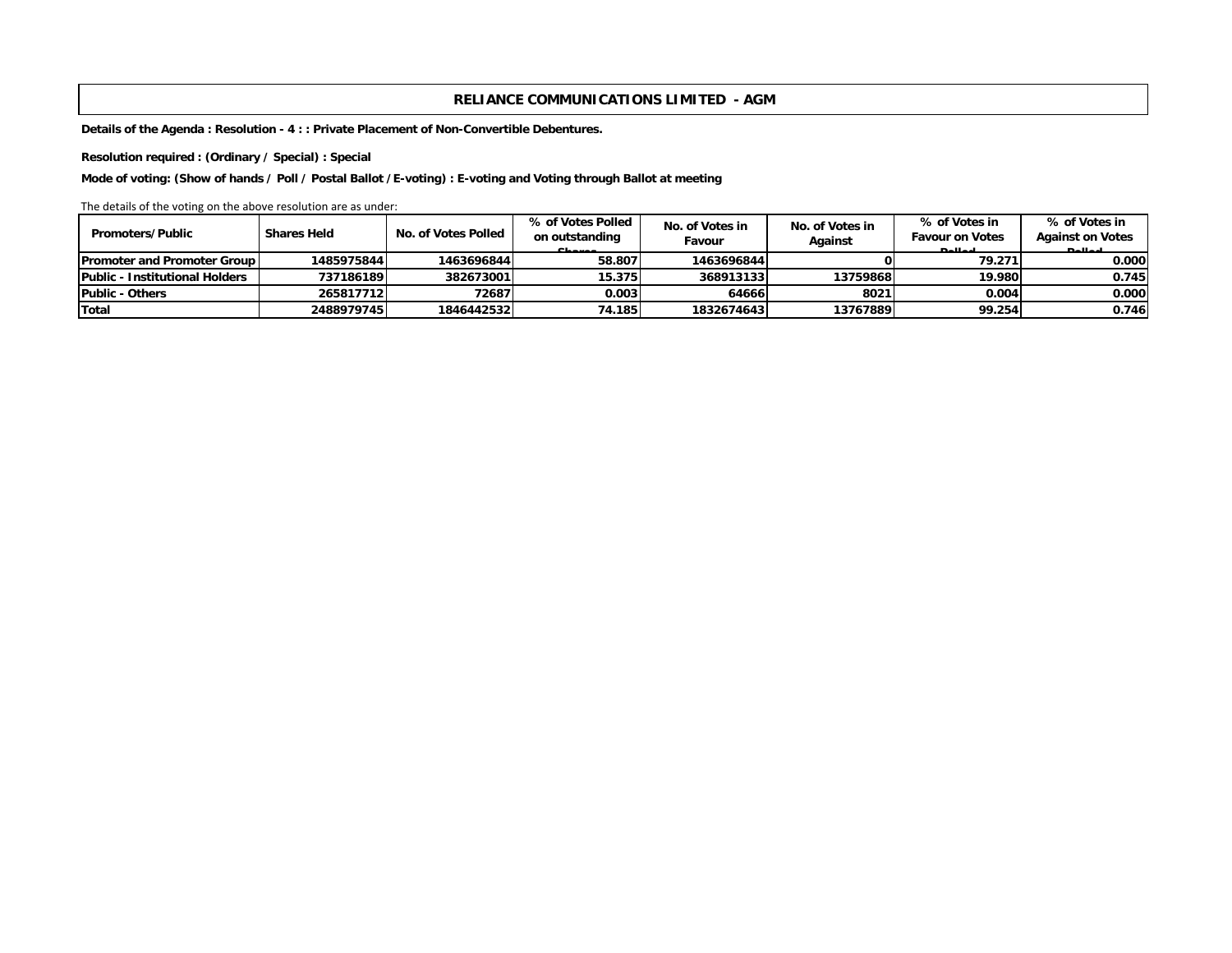# RELIANCE COMMUNICATIONS LIMITED - AGM

**Details of the Agenda : Resolution - 4 : : Private Placement of Non-Convertible Debentures.**

**Resolution required : (Ordinary / Special) : Special**

**Mode of voting: (Show of hands / Poll / Postal Ballot /E-voting) : E-voting and Voting through Ballot at meeting**

The details of the voting on the above resolution are as under:

| Promoters/Public | Shares Held | No. of Votes Polled | % of Votes Polled on outstanding Shares | No. of Votes in Favour | No. of Votes in Against | % of Votes in Favour on Votes Polled | % of Votes in Against on Votes Polled |
|---|---|---|---|---|---|---|---|
| Promoter and Promoter Group | 1485975844 | 1463696844 | 58.807 | 1463696844 | 0 | 79.271 | 0.000 |
| Public - Institutional Holders | 737186189 | 382673001 | 15.375 | 368913133 | 13759868 | 19.980 | 0.745 |
| Public - Others | 265817712 | 72687 | 0.003 | 64666 | 8021 | 0.004 | 0.000 |
| Total | 2488979745 | 1846442532 | 74.185 | 1832674643 | 13767889 | 99.254 | 0.746 |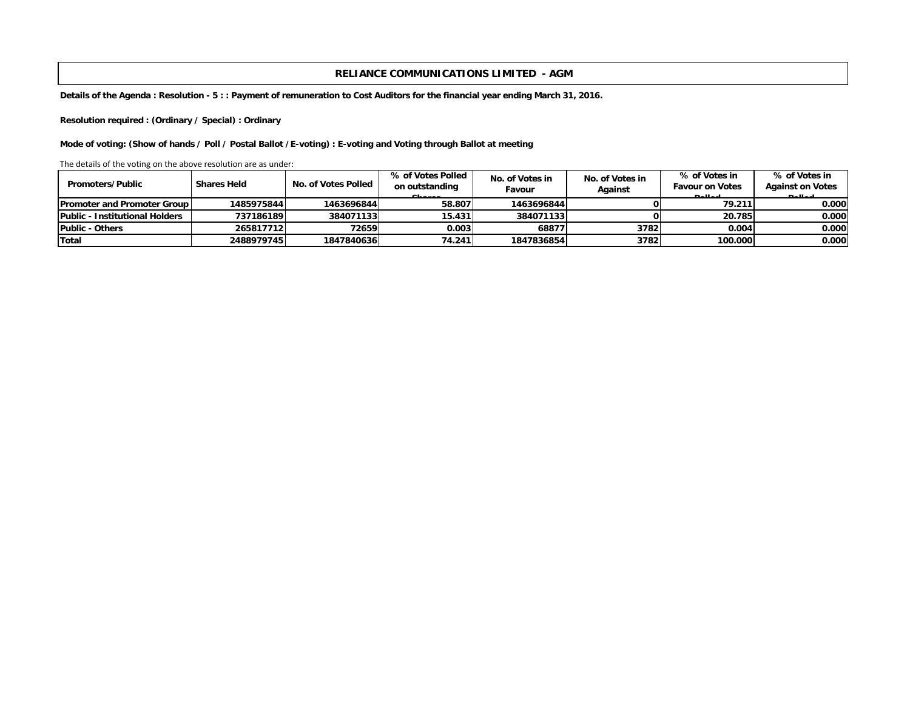# RELIANCE COMMUNICATIONS LIMITED - AGM

**Details of the Agenda : Resolution - 5 : : Payment of remuneration to Cost Auditors for the financial year ending March 31, 2016.**

**Resolution required : (Ordinary / Special) : Ordinary**

**Mode of voting: (Show of hands / Poll / Postal Ballot /E-voting) : E-voting and Voting through Ballot at meeting**

The details of the voting on the above resolution are as under:

| Promoters/Public | Shares Held | No. of Votes Polled | % of Votes Polled on outstanding Shares | No. of Votes in Favour | No. of Votes in Against | % of Votes in Favour on Votes Polled | % of Votes in Against on Votes Polled |
|---|---|---|---|---|---|---|---|
| Promoter and Promoter Group | 1485975844 | 1463696844 | 58.807 | 1463696844 | 0 | 79.211 | 0.000 |
| Public - Institutional Holders | 737186189 | 384071133 | 15.431 | 384071133 | 0 | 20.785 | 0.000 |
| Public - Others | 265817712 | 72659 | 0.003 | 68877 | 3782 | 0.004 | 0.000 |
| Total | 2488979745 | 1847840636 | 74.241 | 1847836854 | 3782 | 100.000 | 0.000 |